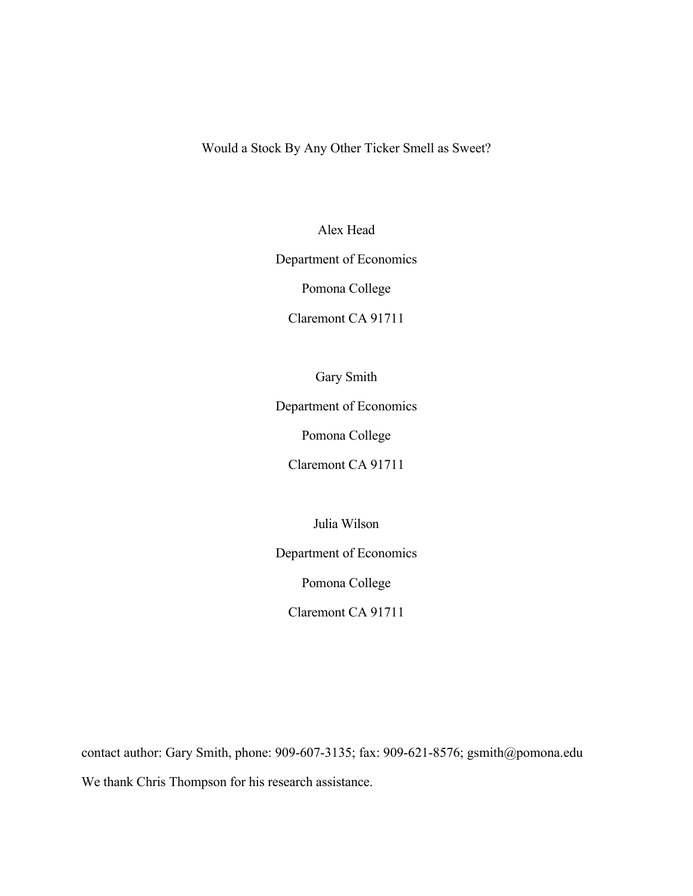# Would a Stock By Any Other Ticker Smell as Sweet?

Alex Head

Department of Economics

Pomona College

Claremont CA 91711

Gary Smith

Department of Economics

Pomona College

Claremont CA 91711

Julia Wilson

Department of Economics

Pomona College

Claremont CA 91711

contact author: Gary Smith, phone: 909-607-3135; fax: 909-621-8576; gsmith@pomona.edu

We thank Chris Thompson for his research assistance.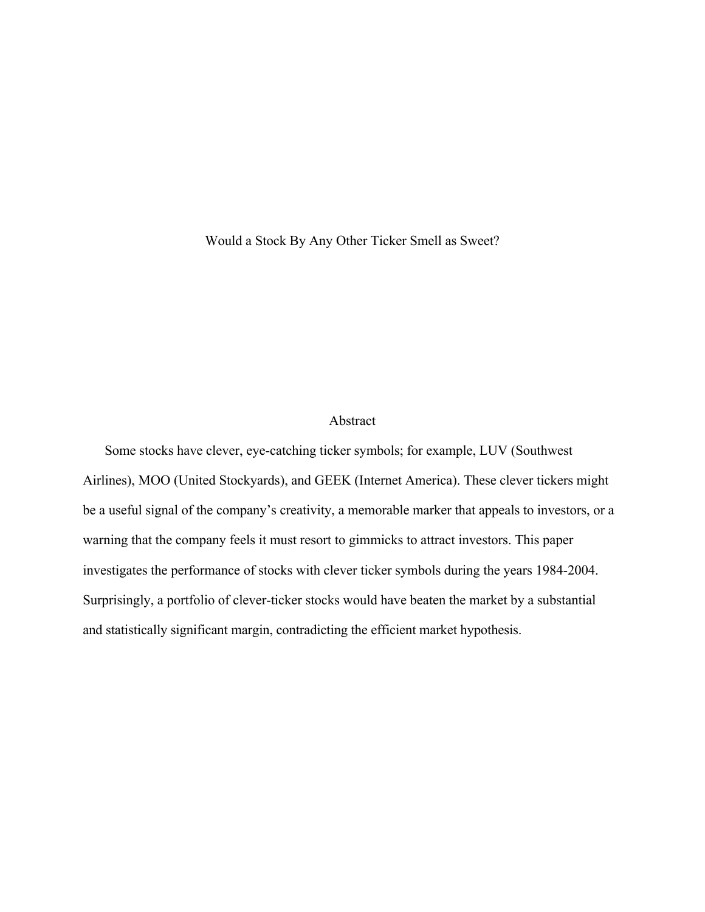# Would a Stock By Any Other Ticker Smell as Sweet?

## Abstract

Some stocks have clever, eye-catching ticker symbols; for example, LUV (Southwest Airlines), MOO (United Stockyards), and GEEK (Internet America). These clever tickers might be a useful signal of the company's creativity, a memorable marker that appeals to investors, or a warning that the company feels it must resort to gimmicks to attract investors. This paper investigates the performance of stocks with clever ticker symbols during the years 1984-2004. Surprisingly, a portfolio of clever-ticker stocks would have beaten the market by a substantial and statistically significant margin, contradicting the efficient market hypothesis.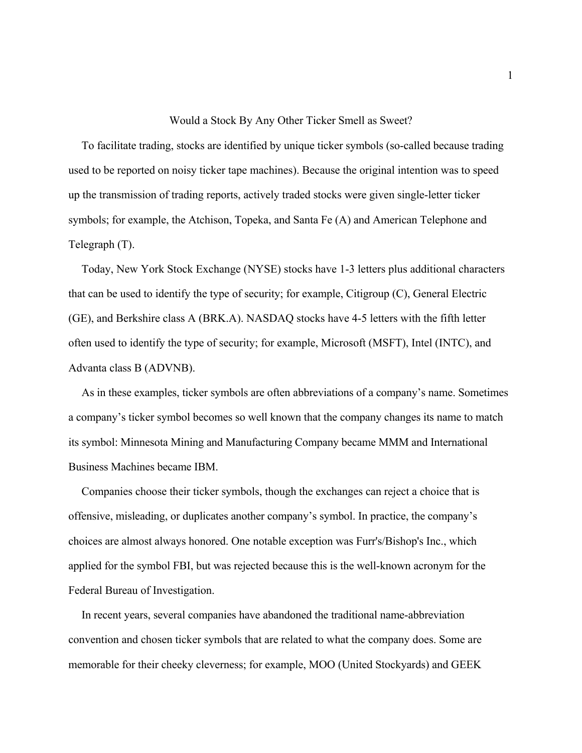# Would a Stock By Any Other Ticker Smell as Sweet?

To facilitate trading, stocks are identified by unique ticker symbols (so-called because trading used to be reported on noisy ticker tape machines). Because the original intention was to speed up the transmission of trading reports, actively traded stocks were given single-letter ticker symbols; for example, the Atchison, Topeka, and Santa Fe (A) and American Telephone and Telegraph (T).

Today, New York Stock Exchange (NYSE) stocks have 1-3 letters plus additional characters that can be used to identify the type of security; for example, Citigroup (C), General Electric (GE), and Berkshire class A (BRK.A). NASDAQ stocks have 4-5 letters with the fifth letter often used to identify the type of security; for example, Microsoft (MSFT), Intel (INTC), and Advanta class B (ADVNB).

As in these examples, ticker symbols are often abbreviations of a company's name. Sometimes a company's ticker symbol becomes so well known that the company changes its name to match its symbol: Minnesota Mining and Manufacturing Company became MMM and International Business Machines became IBM.

Companies choose their ticker symbols, though the exchanges can reject a choice that is offensive, misleading, or duplicates another company's symbol. In practice, the company's choices are almost always honored. One notable exception was Furr's/Bishop's Inc., which applied for the symbol FBI, but was rejected because this is the well-known acronym for the Federal Bureau of Investigation.

In recent years, several companies have abandoned the traditional name-abbreviation convention and chosen ticker symbols that are related to what the company does. Some are memorable for their cheeky cleverness; for example, MOO (United Stockyards) and GEEK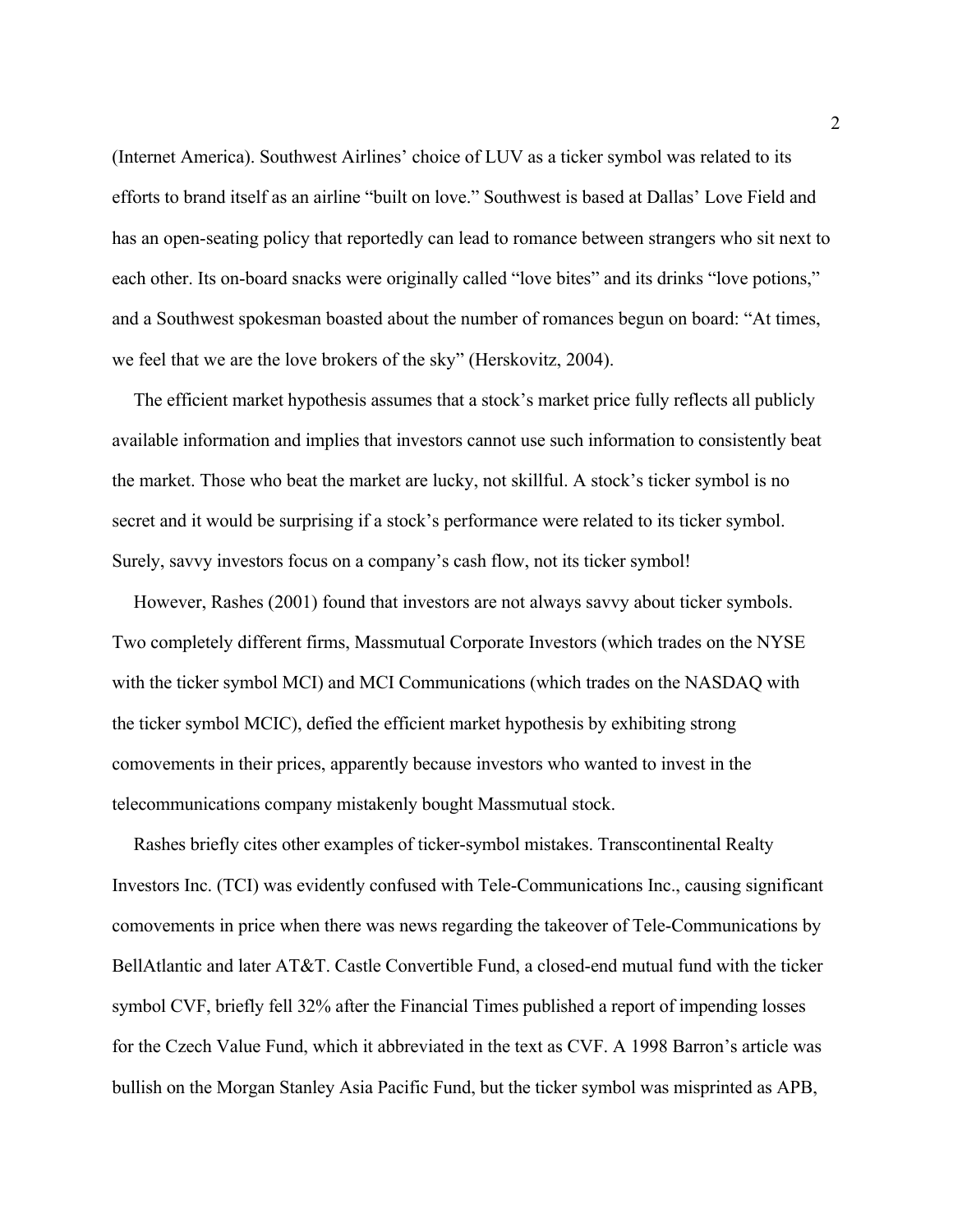(Internet America). Southwest Airlines' choice of LUV as a ticker symbol was related to its efforts to brand itself as an airline "built on love." Southwest is based at Dallas' Love Field and has an open-seating policy that reportedly can lead to romance between strangers who sit next to each other. Its on-board snacks were originally called "love bites" and its drinks "love potions," and a Southwest spokesman boasted about the number of romances begun on board: "At times, we feel that we are the love brokers of the sky" (Herskovitz, 2004).

The efficient market hypothesis assumes that a stock's market price fully reflects all publicly available information and implies that investors cannot use such information to consistently beat the market. Those who beat the market are lucky, not skillful. A stock's ticker symbol is no secret and it would be surprising if a stock's performance were related to its ticker symbol. Surely, savvy investors focus on a company's cash flow, not its ticker symbol!

However, Rashes (2001) found that investors are not always savvy about ticker symbols. Two completely different firms, Massmutual Corporate Investors (which trades on the NYSE with the ticker symbol MCI) and MCI Communications (which trades on the NASDAQ with the ticker symbol MCIC), defied the efficient market hypothesis by exhibiting strong comovements in their prices, apparently because investors who wanted to invest in the telecommunications company mistakenly bought Massmutual stock.

Rashes briefly cites other examples of ticker-symbol mistakes. Transcontinental Realty Investors Inc. (TCI) was evidently confused with Tele-Communications Inc., causing significant comovements in price when there was news regarding the takeover of Tele-Communications by BellAtlantic and later AT&T. Castle Convertible Fund, a closed-end mutual fund with the ticker symbol CVF, briefly fell 32% after the Financial Times published a report of impending losses for the Czech Value Fund, which it abbreviated in the text as CVF. A 1998 Barron's article was bullish on the Morgan Stanley Asia Pacific Fund, but the ticker symbol was misprinted as APB,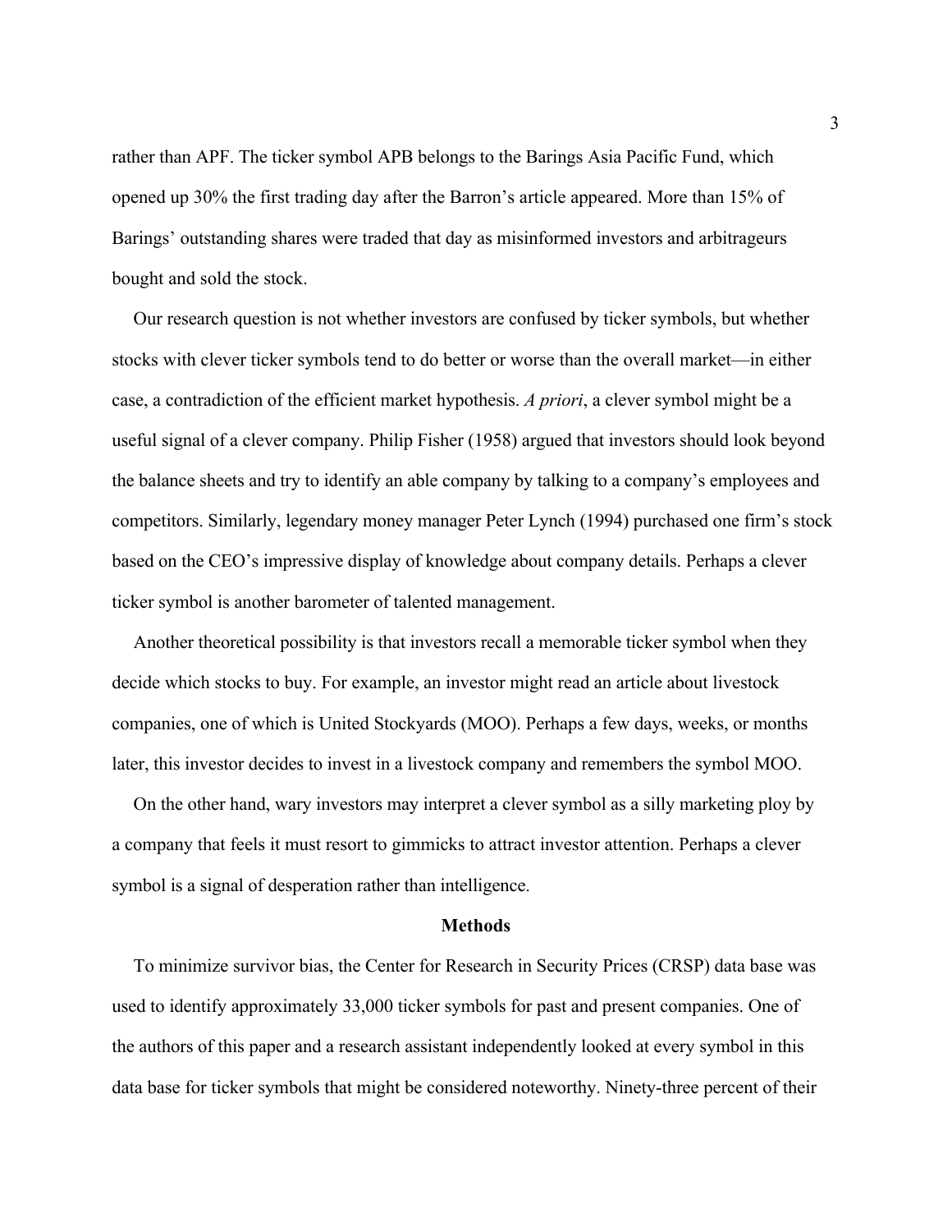rather than APF. The ticker symbol APB belongs to the Barings Asia Pacific Fund, which opened up 30% the first trading day after the Barron's article appeared. More than 15% of Barings' outstanding shares were traded that day as misinformed investors and arbitrageurs bought and sold the stock.

Our research question is not whether investors are confused by ticker symbols, but whether stocks with clever ticker symbols tend to do better or worse than the overall market—in either case, a contradiction of the efficient market hypothesis. *A priori*, a clever symbol might be a useful signal of a clever company. Philip Fisher (1958) argued that investors should look beyond the balance sheets and try to identify an able company by talking to a company's employees and competitors. Similarly, legendary money manager Peter Lynch (1994) purchased one firm's stock based on the CEO's impressive display of knowledge about company details. Perhaps a clever ticker symbol is another barometer of talented management.

Another theoretical possibility is that investors recall a memorable ticker symbol when they decide which stocks to buy. For example, an investor might read an article about livestock companies, one of which is United Stockyards (MOO). Perhaps a few days, weeks, or months later, this investor decides to invest in a livestock company and remembers the symbol MOO.

On the other hand, wary investors may interpret a clever symbol as a silly marketing ploy by a company that feels it must resort to gimmicks to attract investor attention. Perhaps a clever symbol is a signal of desperation rather than intelligence.

## Methods

To minimize survivor bias, the Center for Research in Security Prices (CRSP) data base was used to identify approximately 33,000 ticker symbols for past and present companies. One of the authors of this paper and a research assistant independently looked at every symbol in this data base for ticker symbols that might be considered noteworthy. Ninety-three percent of their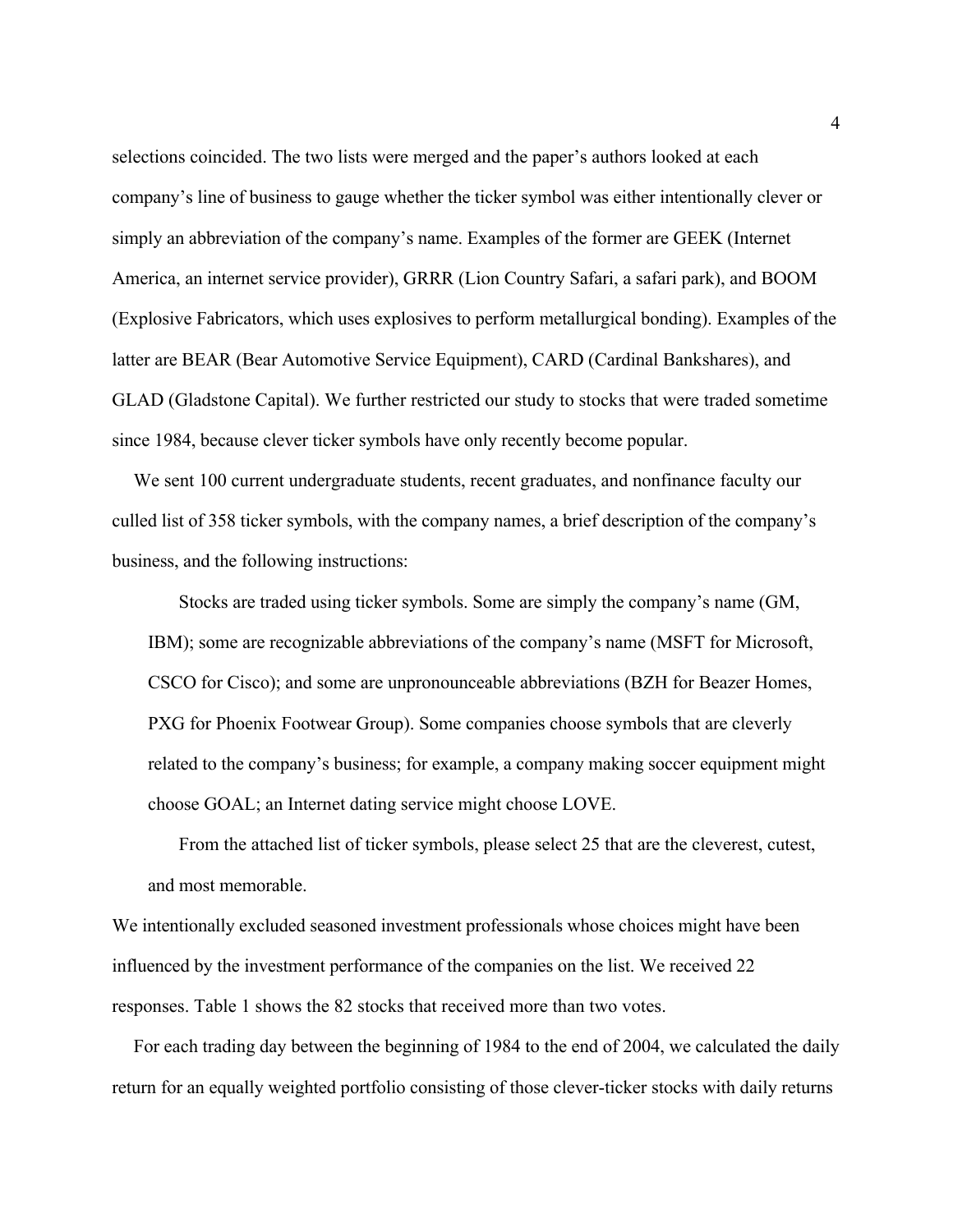selections coincided. The two lists were merged and the paper's authors looked at each company's line of business to gauge whether the ticker symbol was either intentionally clever or simply an abbreviation of the company's name. Examples of the former are GEEK (Internet America, an internet service provider), GRRR (Lion Country Safari, a safari park), and BOOM (Explosive Fabricators, which uses explosives to perform metallurgical bonding). Examples of the latter are BEAR (Bear Automotive Service Equipment), CARD (Cardinal Bankshares), and GLAD (Gladstone Capital). We further restricted our study to stocks that were traded sometime since 1984, because clever ticker symbols have only recently become popular.

We sent 100 current undergraduate students, recent graduates, and nonfinance faculty our culled list of 358 ticker symbols, with the company names, a brief description of the company's business, and the following instructions:

> Stocks are traded using ticker symbols. Some are simply the company's name (GM, IBM); some are recognizable abbreviations of the company's name (MSFT for Microsoft, CSCO for Cisco); and some are unpronounceable abbreviations (BZH for Beazer Homes, PXG for Phoenix Footwear Group). Some companies choose symbols that are cleverly related to the company's business; for example, a company making soccer equipment might choose GOAL; an Internet dating service might choose LOVE.
>
> From the attached list of ticker symbols, please select 25 that are the cleverest, cutest, and most memorable.

We intentionally excluded seasoned investment professionals whose choices might have been influenced by the investment performance of the companies on the list. We received 22 responses. Table 1 shows the 82 stocks that received more than two votes.

For each trading day between the beginning of 1984 to the end of 2004, we calculated the daily return for an equally weighted portfolio consisting of those clever-ticker stocks with daily returns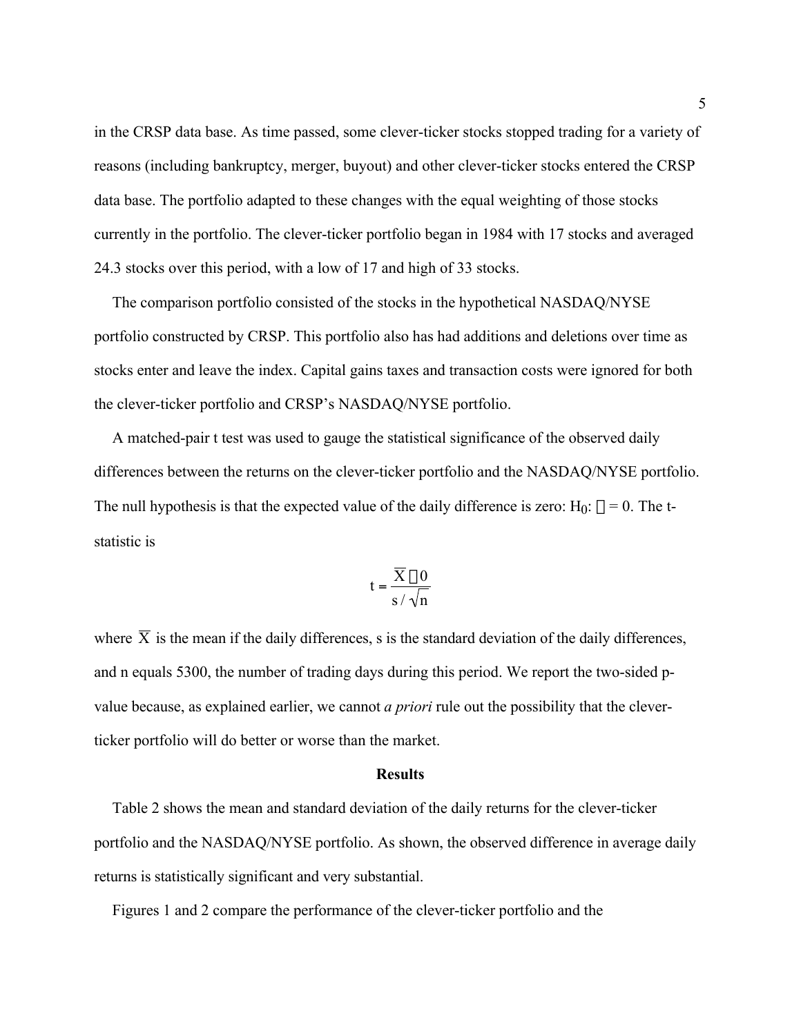in the CRSP data base. As time passed, some clever-ticker stocks stopped trading for a variety of reasons (including bankruptcy, merger, buyout) and other clever-ticker stocks entered the CRSP data base. The portfolio adapted to these changes with the equal weighting of those stocks currently in the portfolio. The clever-ticker portfolio began in 1984 with 17 stocks and averaged 24.3 stocks over this period, with a low of 17 and high of 33 stocks.

The comparison portfolio consisted of the stocks in the hypothetical NASDAQ/NYSE portfolio constructed by CRSP. This portfolio also has had additions and deletions over time as stocks enter and leave the index. Capital gains taxes and transaction costs were ignored for both the clever-ticker portfolio and CRSP's NASDAQ/NYSE portfolio.

A matched-pair t test was used to gauge the statistical significance of the observed daily differences between the returns on the clever-ticker portfolio and the NASDAQ/NYSE portfolio. The null hypothesis is that the expected value of the daily difference is zero: $H_0$: $\mu = 0$. The t-statistic is

$$t = \frac{\overline{X} - 0}{s / \sqrt{n}}$$

where $\overline{X}$ is the mean if the daily differences, s is the standard deviation of the daily differences, and n equals 5300, the number of trading days during this period. We report the two-sided p-value because, as explained earlier, we cannot *a priori* rule out the possibility that the clever-ticker portfolio will do better or worse than the market.

## Results

Table 2 shows the mean and standard deviation of the daily returns for the clever-ticker portfolio and the NASDAQ/NYSE portfolio. As shown, the observed difference in average daily returns is statistically significant and very substantial.

Figures 1 and 2 compare the performance of the clever-ticker portfolio and the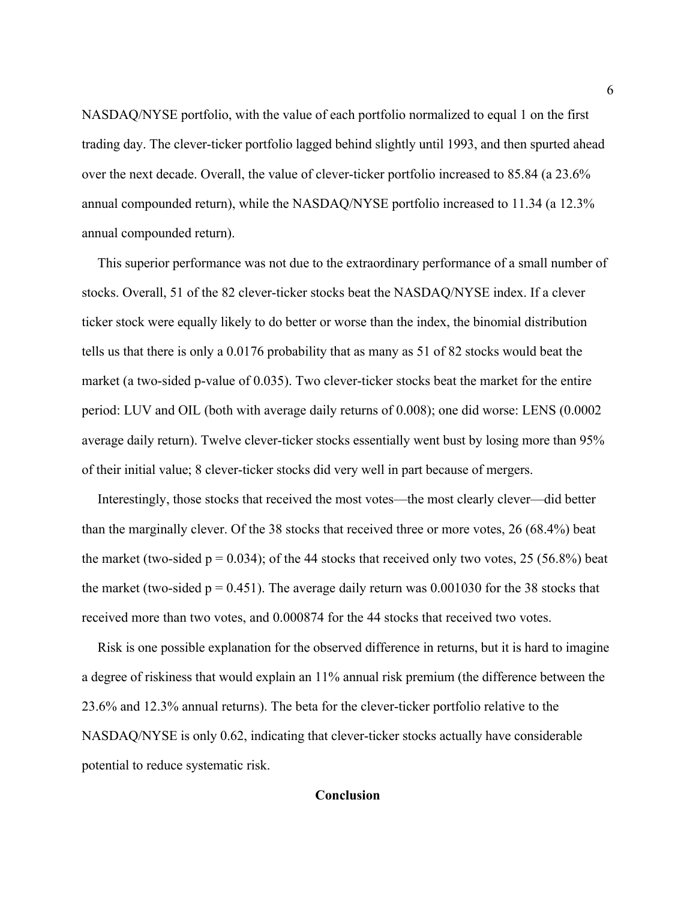NASDAQ/NYSE portfolio, with the value of each portfolio normalized to equal 1 on the first trading day. The clever-ticker portfolio lagged behind slightly until 1993, and then spurted ahead over the next decade. Overall, the value of clever-ticker portfolio increased to 85.84 (a 23.6% annual compounded return), while the NASDAQ/NYSE portfolio increased to 11.34 (a 12.3% annual compounded return).

This superior performance was not due to the extraordinary performance of a small number of stocks. Overall, 51 of the 82 clever-ticker stocks beat the NASDAQ/NYSE index. If a clever ticker stock were equally likely to do better or worse than the index, the binomial distribution tells us that there is only a 0.0176 probability that as many as 51 of 82 stocks would beat the market (a two-sided p-value of 0.035). Two clever-ticker stocks beat the market for the entire period: LUV and OIL (both with average daily returns of 0.008); one did worse: LENS (0.0002 average daily return). Twelve clever-ticker stocks essentially went bust by losing more than 95% of their initial value; 8 clever-ticker stocks did very well in part because of mergers.

Interestingly, those stocks that received the most votes—the most clearly clever—did better than the marginally clever. Of the 38 stocks that received three or more votes, 26 (68.4%) beat the market (two-sided $p = 0.034$); of the 44 stocks that received only two votes, 25 (56.8%) beat the market (two-sided $p = 0.451$). The average daily return was 0.001030 for the 38 stocks that received more than two votes, and 0.000874 for the 44 stocks that received two votes.

Risk is one possible explanation for the observed difference in returns, but it is hard to imagine a degree of riskiness that would explain an 11% annual risk premium (the difference between the 23.6% and 12.3% annual returns). The beta for the clever-ticker portfolio relative to the NASDAQ/NYSE is only 0.62, indicating that clever-ticker stocks actually have considerable potential to reduce systematic risk.

## Conclusion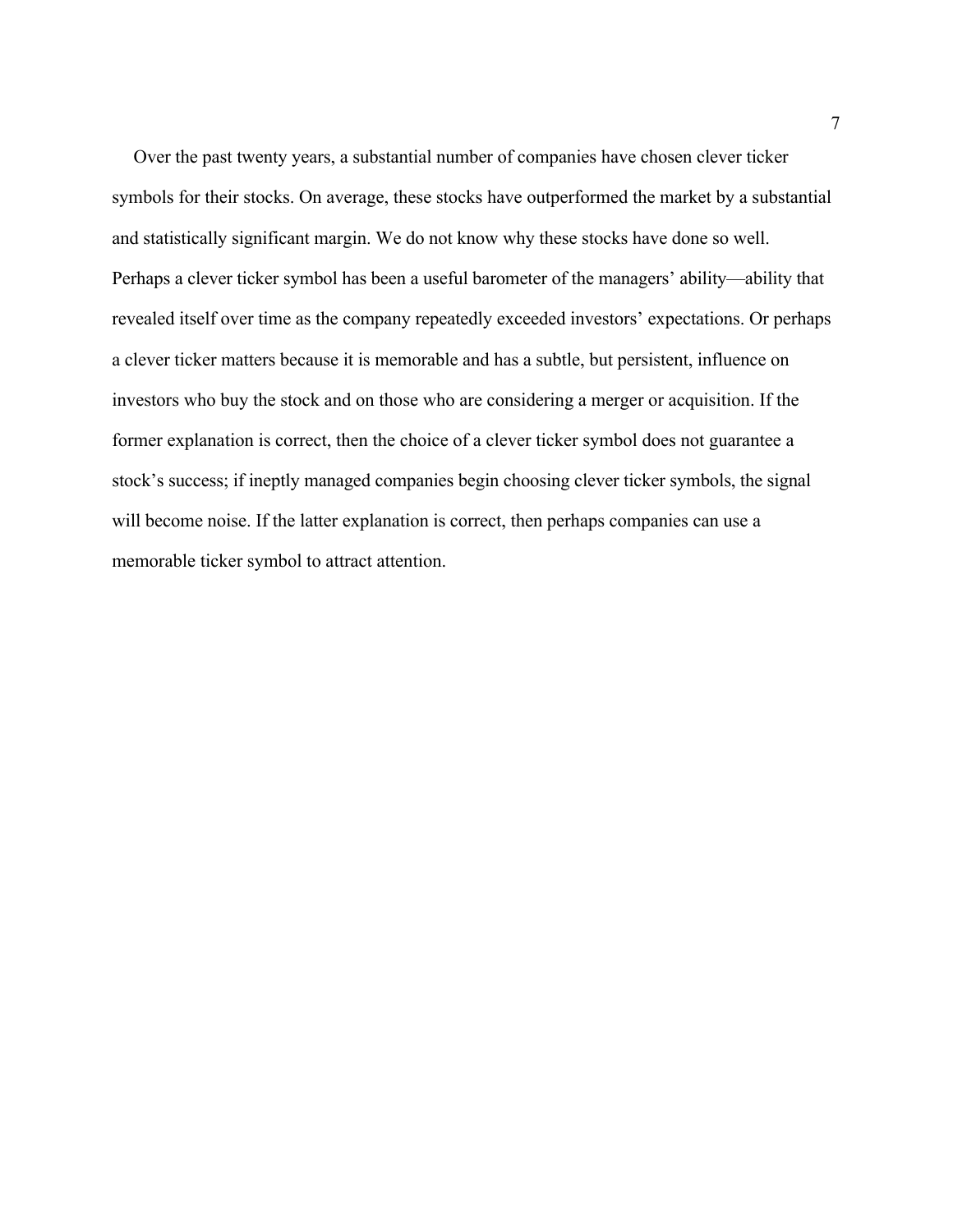Over the past twenty years, a substantial number of companies have chosen clever ticker symbols for their stocks. On average, these stocks have outperformed the market by a substantial and statistically significant margin. We do not know why these stocks have done so well. Perhaps a clever ticker symbol has been a useful barometer of the managers' ability—ability that revealed itself over time as the company repeatedly exceeded investors' expectations. Or perhaps a clever ticker matters because it is memorable and has a subtle, but persistent, influence on investors who buy the stock and on those who are considering a merger or acquisition. If the former explanation is correct, then the choice of a clever ticker symbol does not guarantee a stock's success; if ineptly managed companies begin choosing clever ticker symbols, the signal will become noise. If the latter explanation is correct, then perhaps companies can use a memorable ticker symbol to attract attention.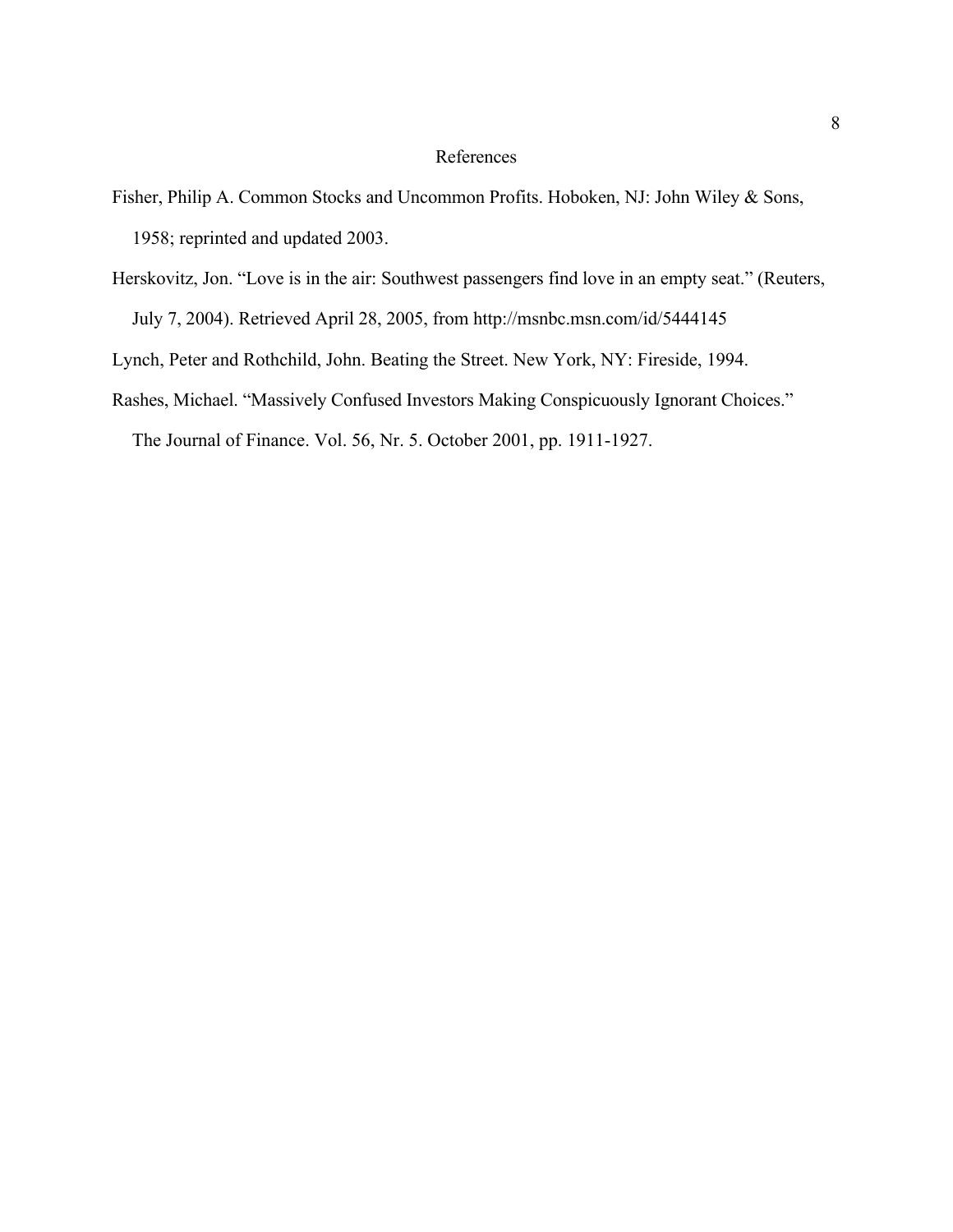# References

Fisher, Philip A. Common Stocks and Uncommon Profits. Hoboken, NJ: John Wiley & Sons, 1958; reprinted and updated 2003.

Herskovitz, Jon. "Love is in the air: Southwest passengers find love in an empty seat." (Reuters, July 7, 2004). Retrieved April 28, 2005, from http://msnbc.msn.com/id/5444145

Lynch, Peter and Rothchild, John. Beating the Street. New York, NY: Fireside, 1994.

Rashes, Michael. "Massively Confused Investors Making Conspicuously Ignorant Choices." The Journal of Finance. Vol. 56, Nr. 5. October 2001, pp. 1911-1927.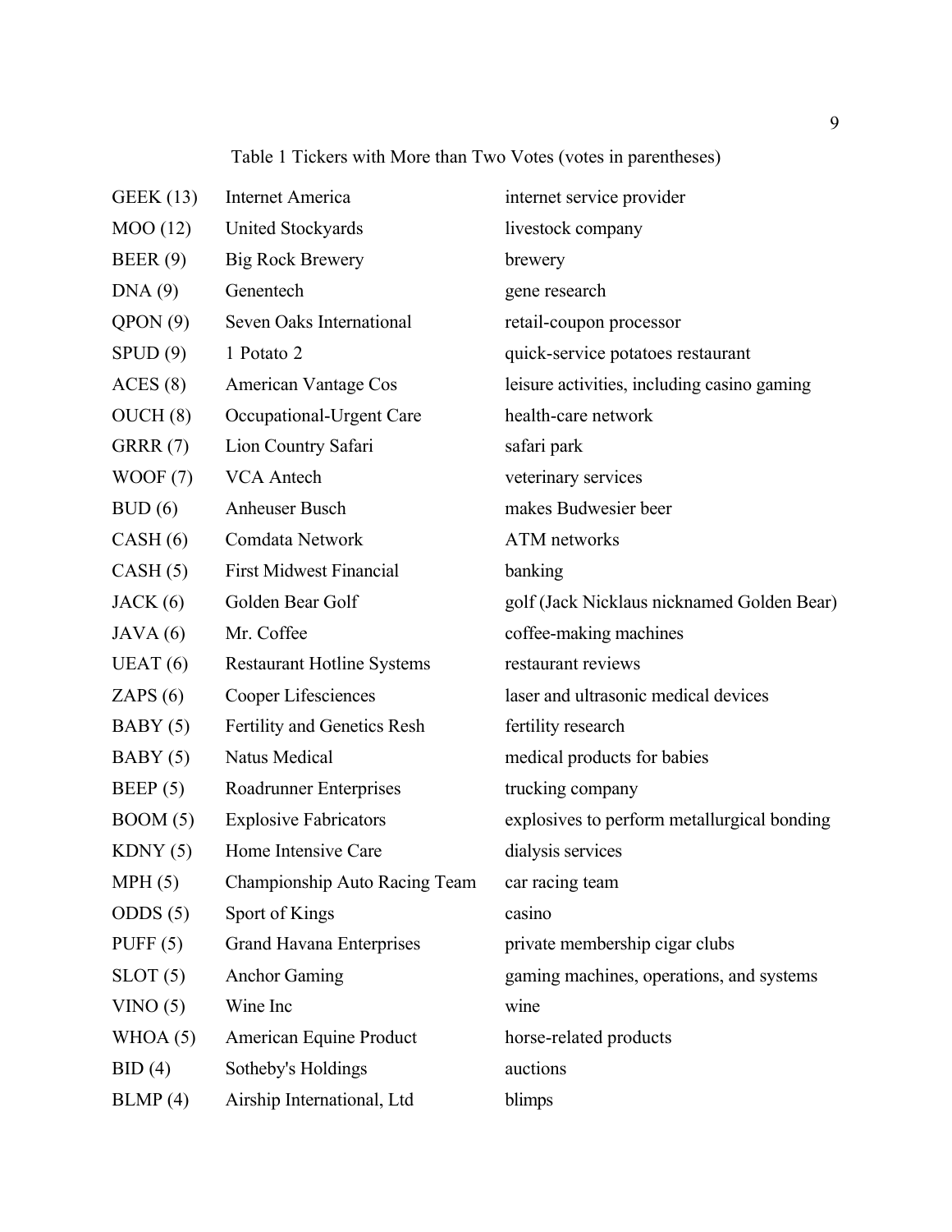Table 1 Tickers with More than Two Votes (votes in parentheses)

| | | |
|---|---|---|
| GEEK (13) | Internet America | internet service provider |
| MOO (12) | United Stockyards | livestock company |
| BEER (9) | Big Rock Brewery | brewery |
| DNA (9) | Genentech | gene research |
| QPON (9) | Seven Oaks International | retail-coupon processor |
| SPUD (9) | 1 Potato 2 | quick-service potatoes restaurant |
| ACES (8) | American Vantage Cos | leisure activities, including casino gaming |
| OUCH (8) | Occupational-Urgent Care | health-care network |
| GRRR (7) | Lion Country Safari | safari park |
| WOOF (7) | VCA Antech | veterinary services |
| BUD (6) | Anheuser Busch | makes Budwesier beer |
| CASH (6) | Comdata Network | ATM networks |
| CASH (5) | First Midwest Financial | banking |
| JACK (6) | Golden Bear Golf | golf (Jack Nicklaus nicknamed Golden Bear) |
| JAVA (6) | Mr. Coffee | coffee-making machines |
| UEAT (6) | Restaurant Hotline Systems | restaurant reviews |
| ZAPS (6) | Cooper Lifesciences | laser and ultrasonic medical devices |
| BABY (5) | Fertility and Genetics Resh | fertility research |
| BABY (5) | Natus Medical | medical products for babies |
| BEEP (5) | Roadrunner Enterprises | trucking company |
| BOOM (5) | Explosive Fabricators | explosives to perform metallurgical bonding |
| KDNY (5) | Home Intensive Care | dialysis services |
| MPH (5) | Championship Auto Racing Team | car racing team |
| ODDS (5) | Sport of Kings | casino |
| PUFF (5) | Grand Havana Enterprises | private membership cigar clubs |
| SLOT (5) | Anchor Gaming | gaming machines, operations, and systems |
| VINO (5) | Wine Inc | wine |
| WHOA (5) | American Equine Product | horse-related products |
| BID (4) | Sotheby's Holdings | auctions |
| BLMP (4) | Airship International, Ltd | blimps |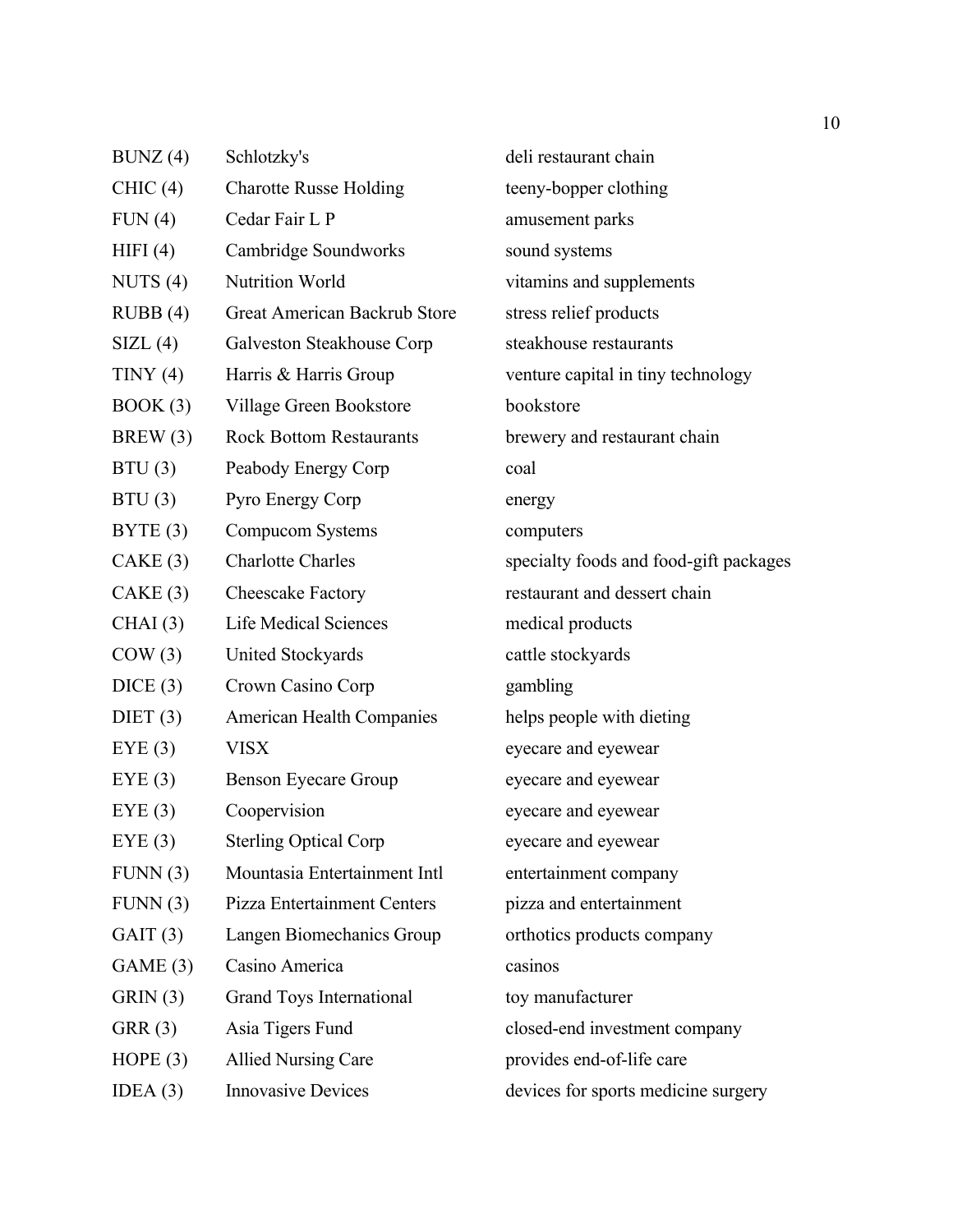| | | |
|---|---|---|
| BUNZ (4) | Schlotzky's | deli restaurant chain |
| CHIC (4) | Charotte Russe Holding | teeny-bopper clothing |
| FUN (4) | Cedar Fair L P | amusement parks |
| HIFI (4) | Cambridge Soundworks | sound systems |
| NUTS (4) | Nutrition World | vitamins and supplements |
| RUBB (4) | Great American Backrub Store | stress relief products |
| SIZL (4) | Galveston Steakhouse Corp | steakhouse restaurants |
| TINY (4) | Harris & Harris Group | venture capital in tiny technology |
| BOOK (3) | Village Green Bookstore | bookstore |
| BREW (3) | Rock Bottom Restaurants | brewery and restaurant chain |
| BTU (3) | Peabody Energy Corp | coal |
| BTU (3) | Pyro Energy Corp | energy |
| BYTE (3) | Compucom Systems | computers |
| CAKE (3) | Charlotte Charles | specialty foods and food-gift packages |
| CAKE (3) | Cheescake Factory | restaurant and dessert chain |
| CHAI (3) | Life Medical Sciences | medical products |
| COW (3) | United Stockyards | cattle stockyards |
| DICE (3) | Crown Casino Corp | gambling |
| DIET (3) | American Health Companies | helps people with dieting |
| EYE (3) | VISX | eyecare and eyewear |
| EYE (3) | Benson Eyecare Group | eyecare and eyewear |
| EYE (3) | Coopervision | eyecare and eyewear |
| EYE (3) | Sterling Optical Corp | eyecare and eyewear |
| FUNN (3) | Mountasia Entertainment Intl | entertainment company |
| FUNN (3) | Pizza Entertainment Centers | pizza and entertainment |
| GAIT (3) | Langen Biomechanics Group | orthotics products company |
| GAME (3) | Casino America | casinos |
| GRIN (3) | Grand Toys International | toy manufacturer |
| GRR (3) | Asia Tigers Fund | closed-end investment company |
| HOPE (3) | Allied Nursing Care | provides end-of-life care |
| IDEA (3) | Innovasive Devices | devices for sports medicine surgery |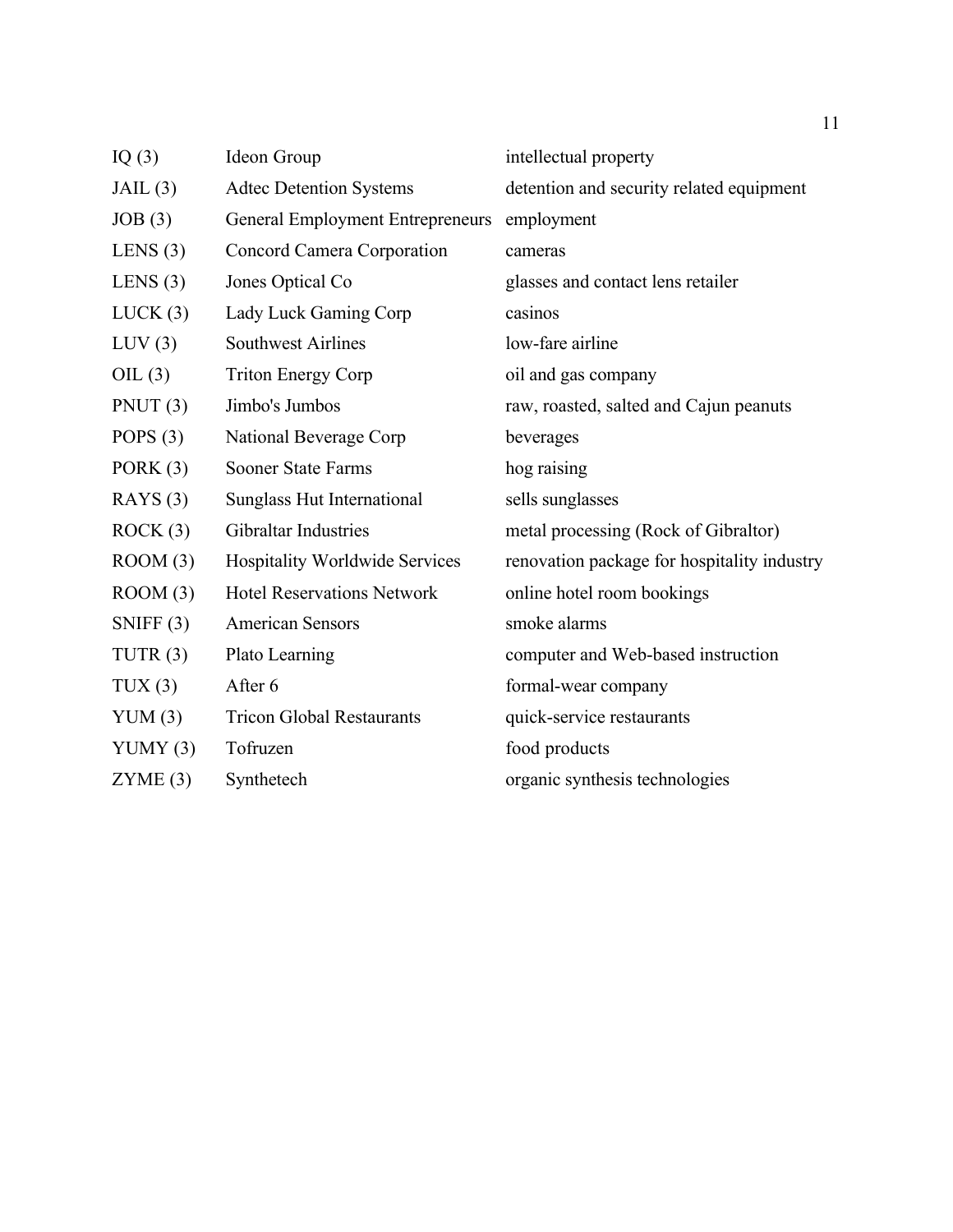| | | |
|---|---|---|
| IQ (3) | Ideon Group | intellectual property |
| JAIL (3) | Adtec Detention Systems | detention and security related equipment |
| JOB (3) | General Employment Entrepreneurs | employment |
| LENS (3) | Concord Camera Corporation | cameras |
| LENS (3) | Jones Optical Co | glasses and contact lens retailer |
| LUCK (3) | Lady Luck Gaming Corp | casinos |
| LUV (3) | Southwest Airlines | low-fare airline |
| OIL (3) | Triton Energy Corp | oil and gas company |
| PNUT (3) | Jimbo's Jumbos | raw, roasted, salted and Cajun peanuts |
| POPS (3) | National Beverage Corp | beverages |
| PORK (3) | Sooner State Farms | hog raising |
| RAYS (3) | Sunglass Hut International | sells sunglasses |
| ROCK (3) | Gibraltar Industries | metal processing (Rock of Gibraltor) |
| ROOM (3) | Hospitality Worldwide Services | renovation package for hospitality industry |
| ROOM (3) | Hotel Reservations Network | online hotel room bookings |
| SNIFF (3) | American Sensors | smoke alarms |
| TUTR (3) | Plato Learning | computer and Web-based instruction |
| TUX (3) | After 6 | formal-wear company |
| YUM (3) | Tricon Global Restaurants | quick-service restaurants |
| YUMY (3) | Tofruzen | food products |
| ZYME (3) | Synthetech | organic synthesis technologies |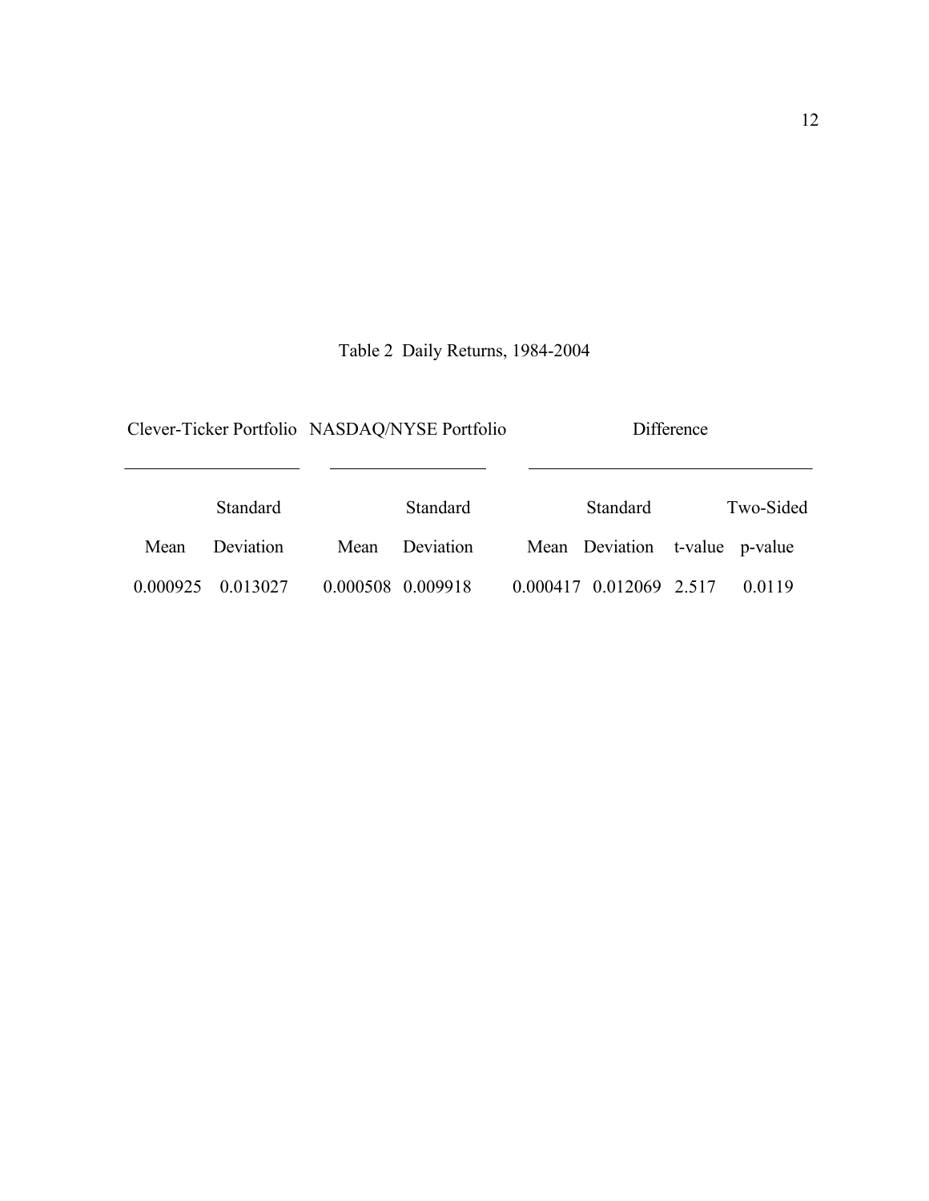Table 2 Daily Returns, 1984-2004

| Clever-Ticker Portfolio | | NASDAQ/NYSE Portfolio | | Difference | | | |
|---|---|---|---|---|---|---|---|
| Mean | Standard Deviation | Mean | Standard Deviation | Mean | Standard Deviation | t-value | Two-Sided p-value |
| 0.000925 | 0.013027 | 0.000508 | 0.009918 | 0.000417 | 0.012069 | 2.517 | 0.0119 |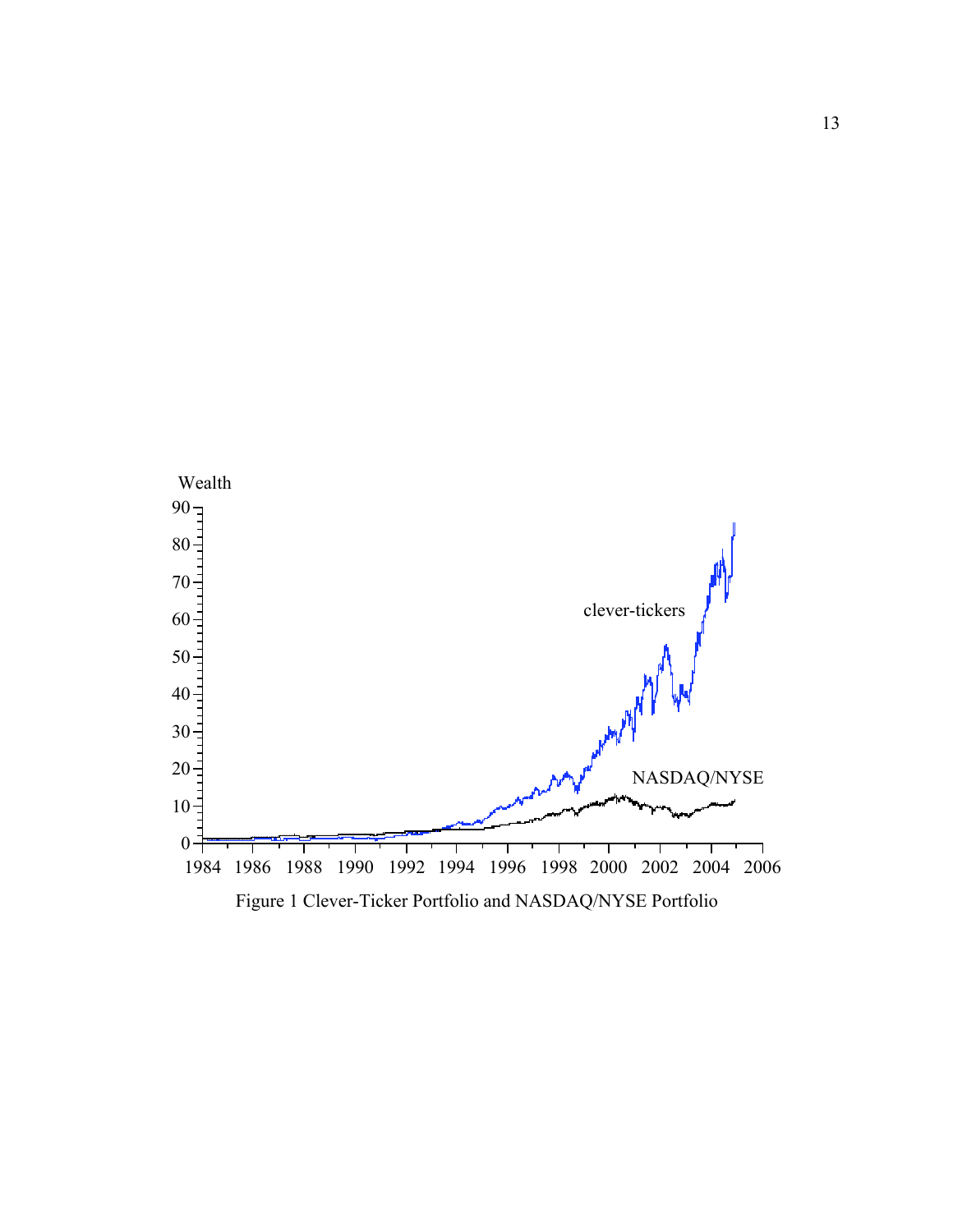Figure 1 Clever-Ticker Portfolio and NASDAQ/NYSE Portfolio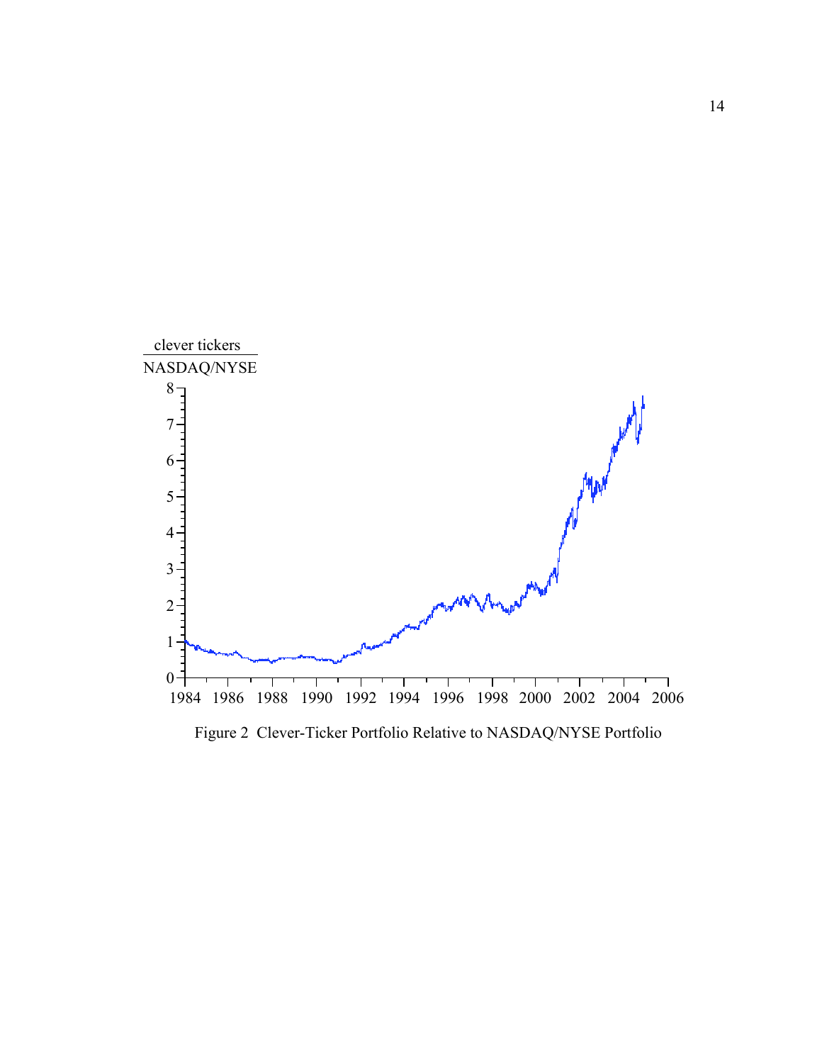clever tickers

NASDAQ/NYSE

8

7

6

5

4

3

2

1

0

1984 1986 1988 1990 1992 1994 1996 1998 2000 2002 2004 2006

Figure 2 Clever-Ticker Portfolio Relative to NASDAQ/NYSE Portfolio